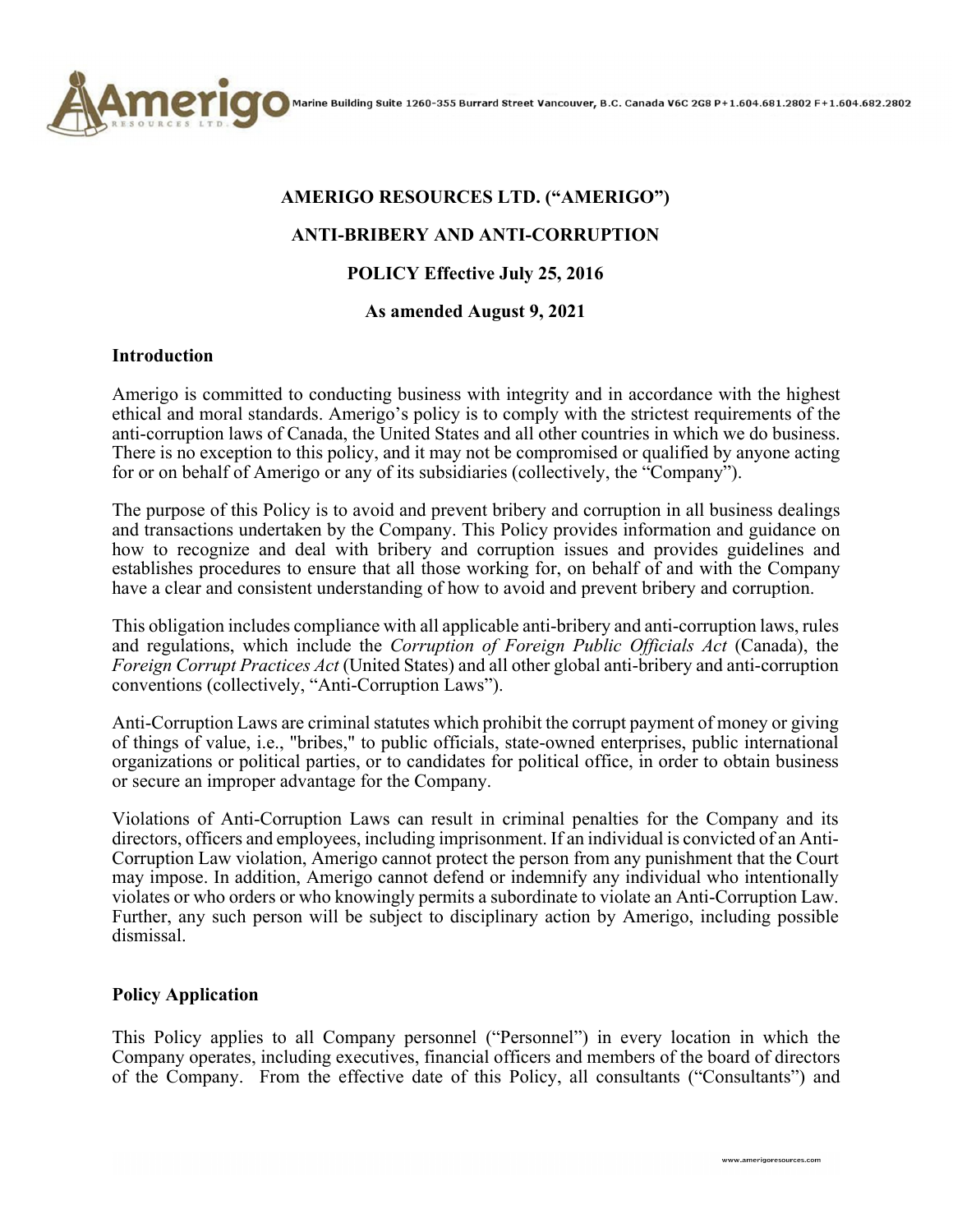# AMERIGO RESOURCES LTD. ("AMERIGO")

## ANTI-BRIBERY AND ANTI-CORRUPTION

## POLICY Effective July 25, 2016

## As amended August 9, 2021

### Introduction

Amerigo is committed to conducting business with integrity and in accordance with the highest ethical and moral standards. Amerigo's policy is to comply with the strictest requirements of the anti-corruption laws of Canada, the United States and all other countries in which we do business. There is no exception to this policy, and it may not be compromised or qualified by anyone acting for or on behalf of Amerigo or any of its subsidiaries (collectively, the "Company").

The purpose of this Policy is to avoid and prevent bribery and corruption in all business dealings and transactions undertaken by the Company. This Policy provides information and guidance on how to recognize and deal with bribery and corruption issues and provides guidelines and establishes procedures to ensure that all those working for, on behalf of and with the Company have a clear and consistent understanding of how to avoid and prevent bribery and corruption.

This obligation includes compliance with all applicable anti-bribery and anti-corruption laws, rules and regulations, which include the *Corruption of Foreign Public Officials Act* (Canada), the *Foreign Corrupt Practices Act* (United States) and all other global anti-bribery and anti-corruption conventions (collectively, "Anti-Corruption Laws").

Anti-Corruption Laws are criminal statutes which prohibit the corrupt payment of money or giving of things of value, i.e., "bribes," to public officials, state-owned enterprises, public international organizations or political parties, or to candidates for political office, in order to obtain business or secure an improper advantage for the Company.

Violations of Anti-Corruption Laws can result in criminal penalties for the Company and its directors, officers and employees, including imprisonment. If an individual is convicted of an Anti-Corruption Law violation, Amerigo cannot protect the person from any punishment that the Court may impose. In addition, Amerigo cannot defend or indemnify any individual who intentionally violates or who orders or who knowingly permits a subordinate to violate an Anti-Corruption Law. Further, any such person will be subject to disciplinary action by Amerigo, including possible dismissal.

### Policy Application

This Policy applies to all Company personnel ("Personnel") in every location in which the Company operates, including executives, financial officers and members of the board of directors of the Company. From the effective date of this Policy, all consultants ("Consultants") and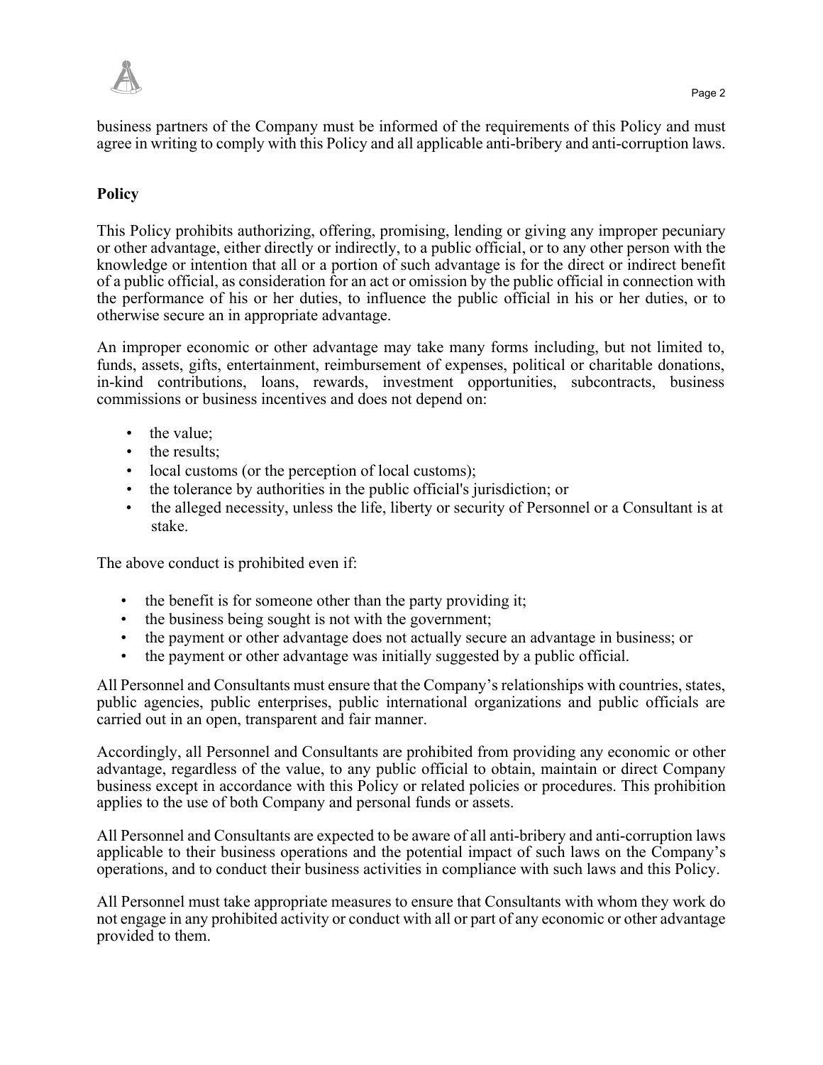business partners of the Company must be informed of the requirements of this Policy and must agree in writing to comply with this Policy and all applicable anti-bribery and anti-corruption laws.

**Policy**

This Policy prohibits authorizing, offering, promising, lending or giving any improper pecuniary or other advantage, either directly or indirectly, to a public official, or to any other person with the knowledge or intention that all or a portion of such advantage is for the direct or indirect benefit of a public official, as consideration for an act or omission by the public official in connection with the performance of his or her duties, to influence the public official in his or her duties, or to otherwise secure an in appropriate advantage.

An improper economic or other advantage may take many forms including, but not limited to, funds, assets, gifts, entertainment, reimbursement of expenses, political or charitable donations, in-kind contributions, loans, rewards, investment opportunities, subcontracts, business commissions or business incentives and does not depend on:

- the value;
- the results;
- local customs (or the perception of local customs);
- the tolerance by authorities in the public official's jurisdiction; or
- the alleged necessity, unless the life, liberty or security of Personnel or a Consultant is at stake.

The above conduct is prohibited even if:

- the benefit is for someone other than the party providing it;
- the business being sought is not with the government;
- the payment or other advantage does not actually secure an advantage in business; or
- the payment or other advantage was initially suggested by a public official.

All Personnel and Consultants must ensure that the Company's relationships with countries, states, public agencies, public enterprises, public international organizations and public officials are carried out in an open, transparent and fair manner.

Accordingly, all Personnel and Consultants are prohibited from providing any economic or other advantage, regardless of the value, to any public official to obtain, maintain or direct Company business except in accordance with this Policy or related policies or procedures. This prohibition applies to the use of both Company and personal funds or assets.

All Personnel and Consultants are expected to be aware of all anti-bribery and anti-corruption laws applicable to their business operations and the potential impact of such laws on the Company's operations, and to conduct their business activities in compliance with such laws and this Policy.

All Personnel must take appropriate measures to ensure that Consultants with whom they work do not engage in any prohibited activity or conduct with all or part of any economic or other advantage provided to them.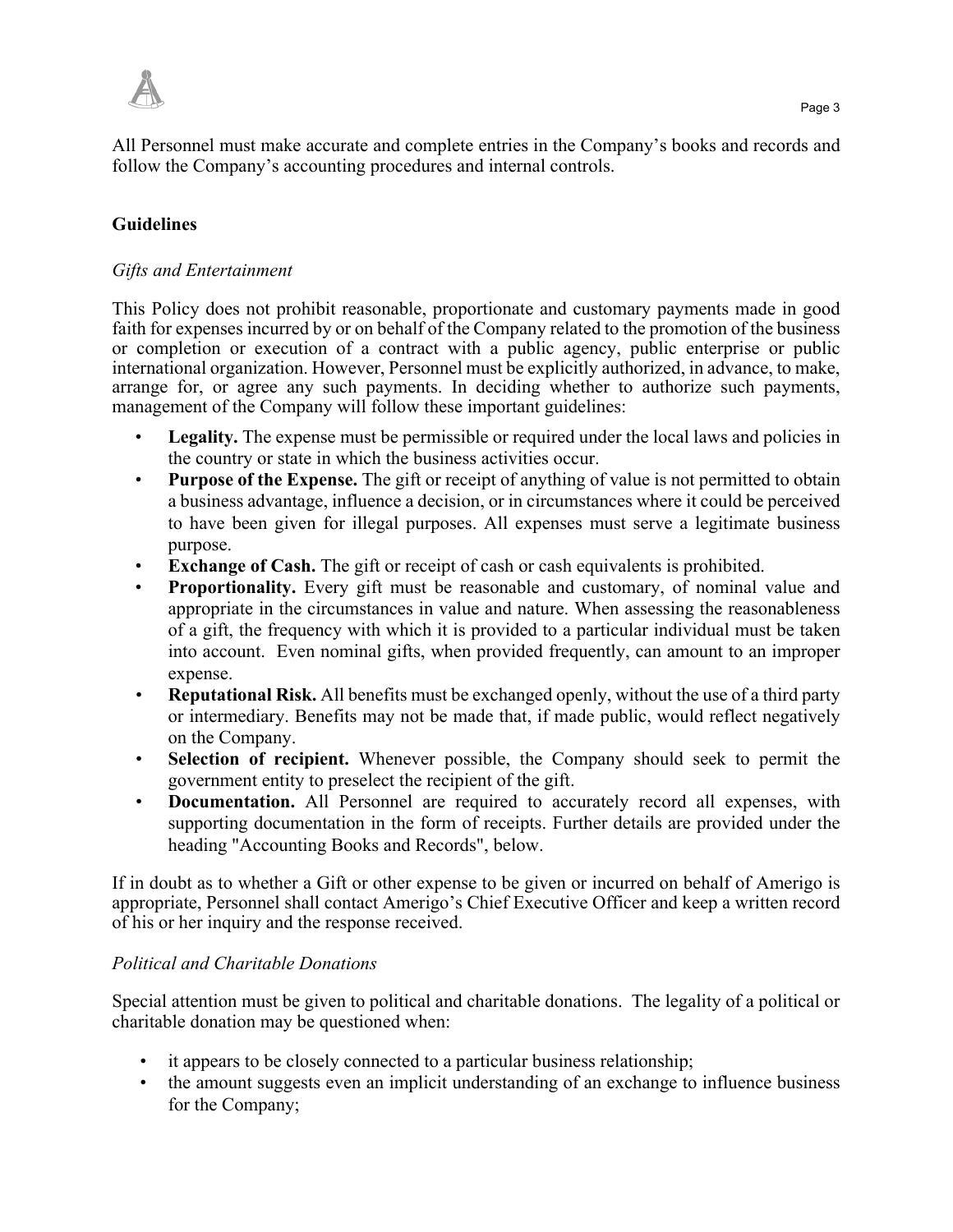All Personnel must make accurate and complete entries in the Company's books and records and follow the Company's accounting procedures and internal controls.

## Guidelines

### *Gifts and Entertainment*

This Policy does not prohibit reasonable, proportionate and customary payments made in good faith for expenses incurred by or on behalf of the Company related to the promotion of the business or completion or execution of a contract with a public agency, public enterprise or public international organization. However, Personnel must be explicitly authorized, in advance, to make, arrange for, or agree any such payments. In deciding whether to authorize such payments, management of the Company will follow these important guidelines:

- **Legality.** The expense must be permissible or required under the local laws and policies in the country or state in which the business activities occur.
- **Purpose of the Expense.** The gift or receipt of anything of value is not permitted to obtain a business advantage, influence a decision, or in circumstances where it could be perceived to have been given for illegal purposes. All expenses must serve a legitimate business purpose.
- **Exchange of Cash.** The gift or receipt of cash or cash equivalents is prohibited.
- **Proportionality.** Every gift must be reasonable and customary, of nominal value and appropriate in the circumstances in value and nature. When assessing the reasonableness of a gift, the frequency with which it is provided to a particular individual must be taken into account. Even nominal gifts, when provided frequently, can amount to an improper expense.
- **Reputational Risk.** All benefits must be exchanged openly, without the use of a third party or intermediary. Benefits may not be made that, if made public, would reflect negatively on the Company.
- **Selection of recipient.** Whenever possible, the Company should seek to permit the government entity to preselect the recipient of the gift.
- **Documentation.** All Personnel are required to accurately record all expenses, with supporting documentation in the form of receipts. Further details are provided under the heading "Accounting Books and Records", below.

If in doubt as to whether a Gift or other expense to be given or incurred on behalf of Amerigo is appropriate, Personnel shall contact Amerigo's Chief Executive Officer and keep a written record of his or her inquiry and the response received.

### *Political and Charitable Donations*

Special attention must be given to political and charitable donations. The legality of a political or charitable donation may be questioned when:

- it appears to be closely connected to a particular business relationship;
- the amount suggests even an implicit understanding of an exchange to influence business for the Company;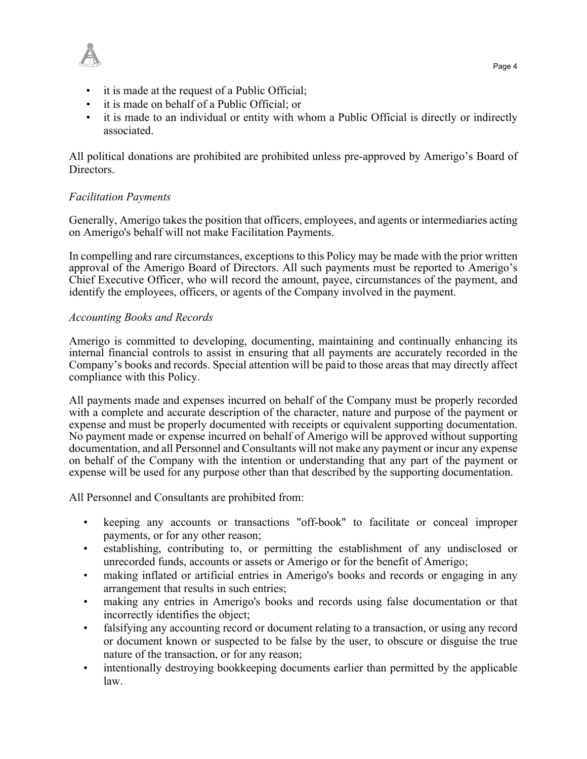- it is made at the request of a Public Official;
- it is made on behalf of a Public Official; or
- it is made to an individual or entity with whom a Public Official is directly or indirectly associated.

All political donations are prohibited are prohibited unless pre-approved by Amerigo's Board of Directors.

*Facilitation Payments*

Generally, Amerigo takes the position that officers, employees, and agents or intermediaries acting on Amerigo's behalf will not make Facilitation Payments.

In compelling and rare circumstances, exceptions to this Policy may be made with the prior written approval of the Amerigo Board of Directors. All such payments must be reported to Amerigo's Chief Executive Officer, who will record the amount, payee, circumstances of the payment, and identify the employees, officers, or agents of the Company involved in the payment.

*Accounting Books and Records*

Amerigo is committed to developing, documenting, maintaining and continually enhancing its internal financial controls to assist in ensuring that all payments are accurately recorded in the Company's books and records. Special attention will be paid to those areas that may directly affect compliance with this Policy.

All payments made and expenses incurred on behalf of the Company must be properly recorded with a complete and accurate description of the character, nature and purpose of the payment or expense and must be properly documented with receipts or equivalent supporting documentation. No payment made or expense incurred on behalf of Amerigo will be approved without supporting documentation, and all Personnel and Consultants will not make any payment or incur any expense on behalf of the Company with the intention or understanding that any part of the payment or expense will be used for any purpose other than that described by the supporting documentation.

All Personnel and Consultants are prohibited from:

- keeping any accounts or transactions "off-book" to facilitate or conceal improper payments, or for any other reason;
- establishing, contributing to, or permitting the establishment of any undisclosed or unrecorded funds, accounts or assets or Amerigo or for the benefit of Amerigo;
- making inflated or artificial entries in Amerigo's books and records or engaging in any arrangement that results in such entries;
- making any entries in Amerigo's books and records using false documentation or that incorrectly identifies the object;
- falsifying any accounting record or document relating to a transaction, or using any record or document known or suspected to be false by the user, to obscure or disguise the true nature of the transaction, or for any reason;
- intentionally destroying bookkeeping documents earlier than permitted by the applicable law.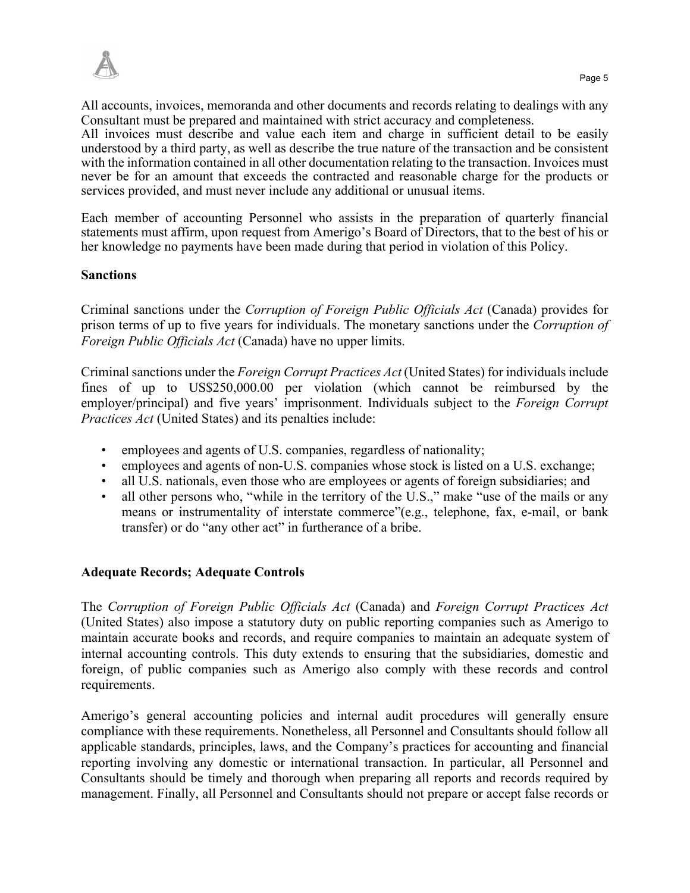All accounts, invoices, memoranda and other documents and records relating to dealings with any Consultant must be prepared and maintained with strict accuracy and completeness.
All invoices must describe and value each item and charge in sufficient detail to be easily understood by a third party, as well as describe the true nature of the transaction and be consistent with the information contained in all other documentation relating to the transaction. Invoices must never be for an amount that exceeds the contracted and reasonable charge for the products or services provided, and must never include any additional or unusual items.

Each member of accounting Personnel who assists in the preparation of quarterly financial statements must affirm, upon request from Amerigo's Board of Directors, that to the best of his or her knowledge no payments have been made during that period in violation of this Policy.

**Sanctions**

Criminal sanctions under the *Corruption of Foreign Public Officials Act* (Canada) provides for prison terms of up to five years for individuals. The monetary sanctions under the *Corruption of Foreign Public Officials Act* (Canada) have no upper limits.

Criminal sanctions under the *Foreign Corrupt Practices Act* (United States) for individuals include fines of up to US$250,000.00 per violation (which cannot be reimbursed by the employer/principal) and five years' imprisonment. Individuals subject to the *Foreign Corrupt Practices Act* (United States) and its penalties include:

- employees and agents of U.S. companies, regardless of nationality;
- employees and agents of non-U.S. companies whose stock is listed on a U.S. exchange;
- all U.S. nationals, even those who are employees or agents of foreign subsidiaries; and
- all other persons who, "while in the territory of the U.S.," make "use of the mails or any means or instrumentality of interstate commerce"(e.g., telephone, fax, e-mail, or bank transfer) or do "any other act" in furtherance of a bribe.

**Adequate Records; Adequate Controls**

The *Corruption of Foreign Public Officials Act* (Canada) and *Foreign Corrupt Practices Act* (United States) also impose a statutory duty on public reporting companies such as Amerigo to maintain accurate books and records, and require companies to maintain an adequate system of internal accounting controls. This duty extends to ensuring that the subsidiaries, domestic and foreign, of public companies such as Amerigo also comply with these records and control requirements.

Amerigo's general accounting policies and internal audit procedures will generally ensure compliance with these requirements. Nonetheless, all Personnel and Consultants should follow all applicable standards, principles, laws, and the Company's practices for accounting and financial reporting involving any domestic or international transaction. In particular, all Personnel and Consultants should be timely and thorough when preparing all reports and records required by management. Finally, all Personnel and Consultants should not prepare or accept false records or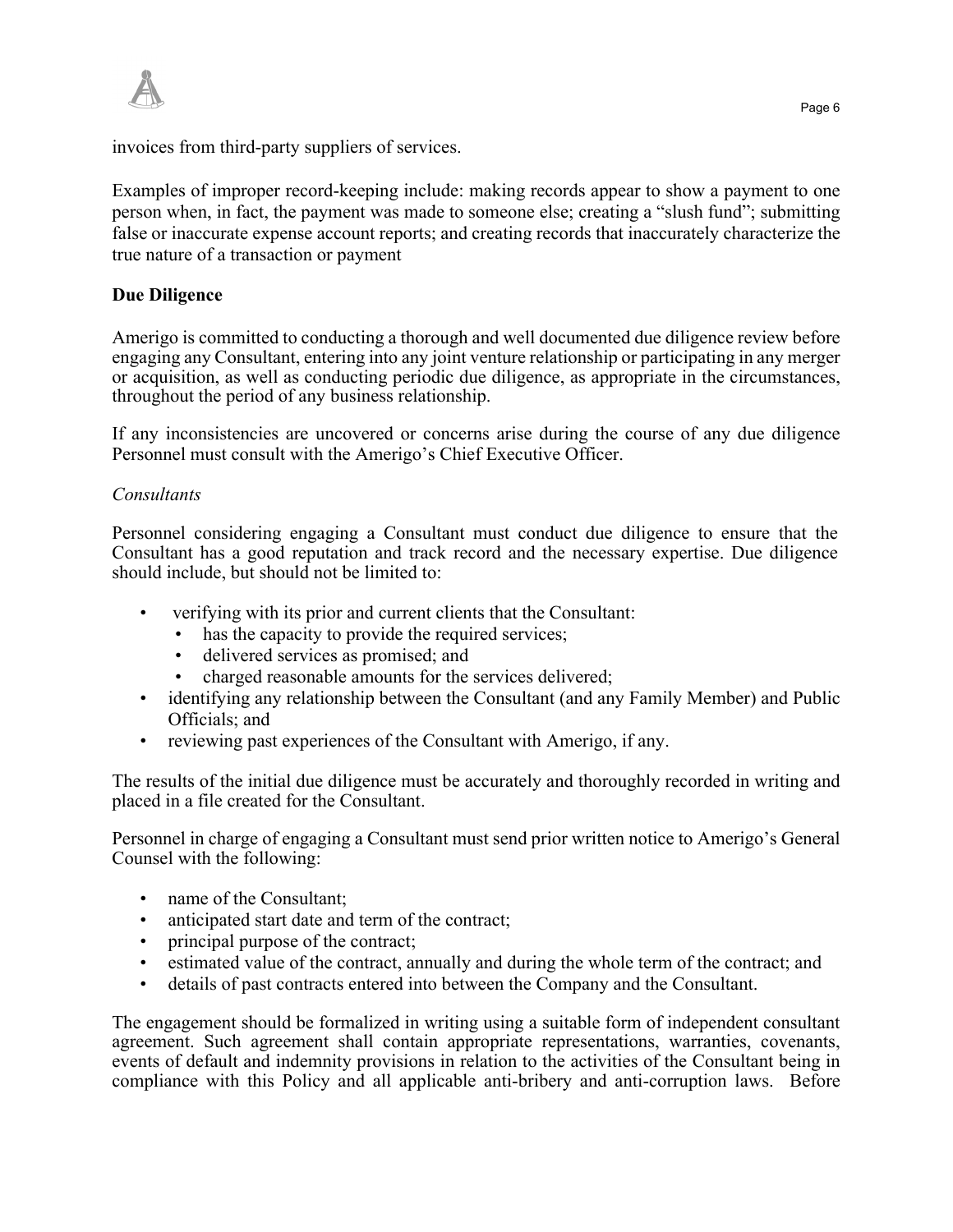invoices from third-party suppliers of services.

Examples of improper record-keeping include: making records appear to show a payment to one person when, in fact, the payment was made to someone else; creating a "slush fund"; submitting false or inaccurate expense account reports; and creating records that inaccurately characterize the true nature of a transaction or payment

**Due Diligence**

Amerigo is committed to conducting a thorough and well documented due diligence review before engaging any Consultant, entering into any joint venture relationship or participating in any merger or acquisition, as well as conducting periodic due diligence, as appropriate in the circumstances, throughout the period of any business relationship.

If any inconsistencies are uncovered or concerns arise during the course of any due diligence Personnel must consult with the Amerigo's Chief Executive Officer.

*Consultants*

Personnel considering engaging a Consultant must conduct due diligence to ensure that the Consultant has a good reputation and track record and the necessary expertise. Due diligence should include, but should not be limited to:

- verifying with its prior and current clients that the Consultant:
  - has the capacity to provide the required services;
  - delivered services as promised; and
  - charged reasonable amounts for the services delivered;
- identifying any relationship between the Consultant (and any Family Member) and Public Officials; and
- reviewing past experiences of the Consultant with Amerigo, if any.

The results of the initial due diligence must be accurately and thoroughly recorded in writing and placed in a file created for the Consultant.

Personnel in charge of engaging a Consultant must send prior written notice to Amerigo's General Counsel with the following:

- name of the Consultant;
- anticipated start date and term of the contract;
- principal purpose of the contract;
- estimated value of the contract, annually and during the whole term of the contract; and
- details of past contracts entered into between the Company and the Consultant.

The engagement should be formalized in writing using a suitable form of independent consultant agreement. Such agreement shall contain appropriate representations, warranties, covenants, events of default and indemnity provisions in relation to the activities of the Consultant being in compliance with this Policy and all applicable anti-bribery and anti-corruption laws. Before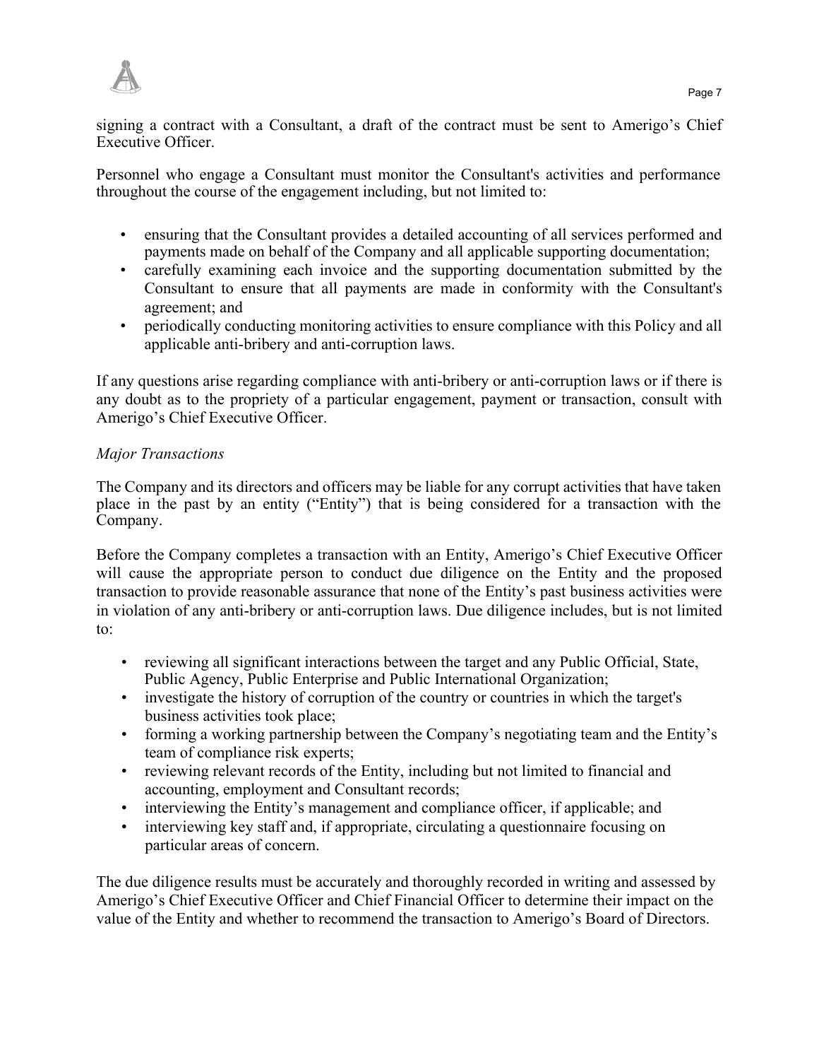signing a contract with a Consultant, a draft of the contract must be sent to Amerigo's Chief Executive Officer.

Personnel who engage a Consultant must monitor the Consultant's activities and performance throughout the course of the engagement including, but not limited to:

- ensuring that the Consultant provides a detailed accounting of all services performed and payments made on behalf of the Company and all applicable supporting documentation;
- carefully examining each invoice and the supporting documentation submitted by the Consultant to ensure that all payments are made in conformity with the Consultant's agreement; and
- periodically conducting monitoring activities to ensure compliance with this Policy and all applicable anti-bribery and anti-corruption laws.

If any questions arise regarding compliance with anti-bribery or anti-corruption laws or if there is any doubt as to the propriety of a particular engagement, payment or transaction, consult with Amerigo's Chief Executive Officer.

*Major Transactions*

The Company and its directors and officers may be liable for any corrupt activities that have taken place in the past by an entity ("Entity") that is being considered for a transaction with the Company.

Before the Company completes a transaction with an Entity, Amerigo's Chief Executive Officer will cause the appropriate person to conduct due diligence on the Entity and the proposed transaction to provide reasonable assurance that none of the Entity's past business activities were in violation of any anti-bribery or anti-corruption laws. Due diligence includes, but is not limited to:

- reviewing all significant interactions between the target and any Public Official, State, Public Agency, Public Enterprise and Public International Organization;
- investigate the history of corruption of the country or countries in which the target's business activities took place;
- forming a working partnership between the Company's negotiating team and the Entity's team of compliance risk experts;
- reviewing relevant records of the Entity, including but not limited to financial and accounting, employment and Consultant records;
- interviewing the Entity's management and compliance officer, if applicable; and
- interviewing key staff and, if appropriate, circulating a questionnaire focusing on particular areas of concern.

The due diligence results must be accurately and thoroughly recorded in writing and assessed by Amerigo's Chief Executive Officer and Chief Financial Officer to determine their impact on the value of the Entity and whether to recommend the transaction to Amerigo's Board of Directors.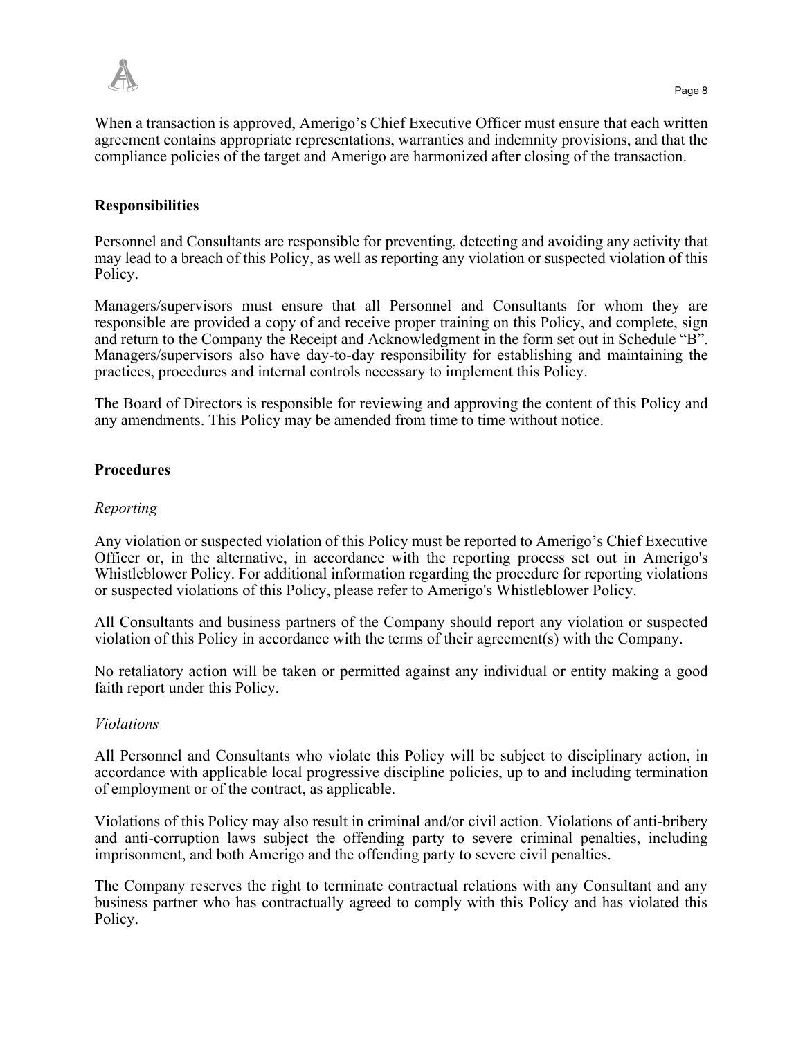When a transaction is approved, Amerigo's Chief Executive Officer must ensure that each written agreement contains appropriate representations, warranties and indemnity provisions, and that the compliance policies of the target and Amerigo are harmonized after closing of the transaction.

## Responsibilities

Personnel and Consultants are responsible for preventing, detecting and avoiding any activity that may lead to a breach of this Policy, as well as reporting any violation or suspected violation of this Policy.

Managers/supervisors must ensure that all Personnel and Consultants for whom they are responsible are provided a copy of and receive proper training on this Policy, and complete, sign and return to the Company the Receipt and Acknowledgment in the form set out in Schedule "B". Managers/supervisors also have day-to-day responsibility for establishing and maintaining the practices, procedures and internal controls necessary to implement this Policy.

The Board of Directors is responsible for reviewing and approving the content of this Policy and any amendments. This Policy may be amended from time to time without notice.

## Procedures

### *Reporting*

Any violation or suspected violation of this Policy must be reported to Amerigo's Chief Executive Officer or, in the alternative, in accordance with the reporting process set out in Amerigo's Whistleblower Policy. For additional information regarding the procedure for reporting violations or suspected violations of this Policy, please refer to Amerigo's Whistleblower Policy.

All Consultants and business partners of the Company should report any violation or suspected violation of this Policy in accordance with the terms of their agreement(s) with the Company.

No retaliatory action will be taken or permitted against any individual or entity making a good faith report under this Policy.

### *Violations*

All Personnel and Consultants who violate this Policy will be subject to disciplinary action, in accordance with applicable local progressive discipline policies, up to and including termination of employment or of the contract, as applicable.

Violations of this Policy may also result in criminal and/or civil action. Violations of anti-bribery and anti-corruption laws subject the offending party to severe criminal penalties, including imprisonment, and both Amerigo and the offending party to severe civil penalties.

The Company reserves the right to terminate contractual relations with any Consultant and any business partner who has contractually agreed to comply with this Policy and has violated this Policy.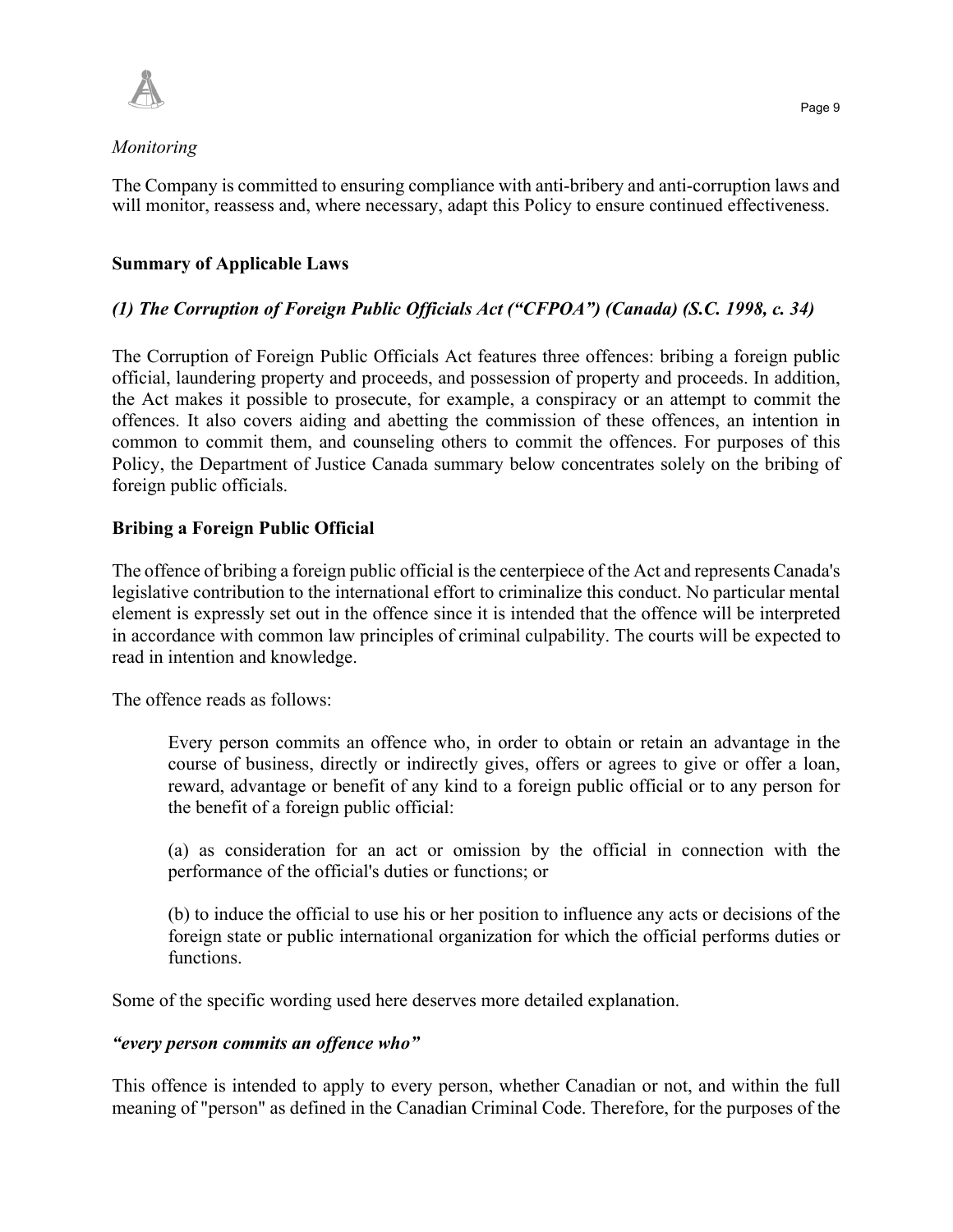*Monitoring*

The Company is committed to ensuring compliance with anti-bribery and anti-corruption laws and will monitor, reassess and, where necessary, adapt this Policy to ensure continued effectiveness.

## Summary of Applicable Laws

### *(1) The Corruption of Foreign Public Officials Act ("CFPOA") (Canada) (S.C. 1998, c. 34)*

The Corruption of Foreign Public Officials Act features three offences: bribing a foreign public official, laundering property and proceeds, and possession of property and proceeds. In addition, the Act makes it possible to prosecute, for example, a conspiracy or an attempt to commit the offences. It also covers aiding and abetting the commission of these offences, an intention in common to commit them, and counseling others to commit the offences. For purposes of this Policy, the Department of Justice Canada summary below concentrates solely on the bribing of foreign public officials.

### Bribing a Foreign Public Official

The offence of bribing a foreign public official is the centerpiece of the Act and represents Canada's legislative contribution to the international effort to criminalize this conduct. No particular mental element is expressly set out in the offence since it is intended that the offence will be interpreted in accordance with common law principles of criminal culpability. The courts will be expected to read in intention and knowledge.

The offence reads as follows:

> Every person commits an offence who, in order to obtain or retain an advantage in the course of business, directly or indirectly gives, offers or agrees to give or offer a loan, reward, advantage or benefit of any kind to a foreign public official or to any person for the benefit of a foreign public official:
>
> (a) as consideration for an act or omission by the official in connection with the performance of the official's duties or functions; or
>
> (b) to induce the official to use his or her position to influence any acts or decisions of the foreign state or public international organization for which the official performs duties or functions.

Some of the specific wording used here deserves more detailed explanation.

***"every person commits an offence who"***

This offence is intended to apply to every person, whether Canadian or not, and within the full meaning of "person" as defined in the Canadian Criminal Code. Therefore, for the purposes of the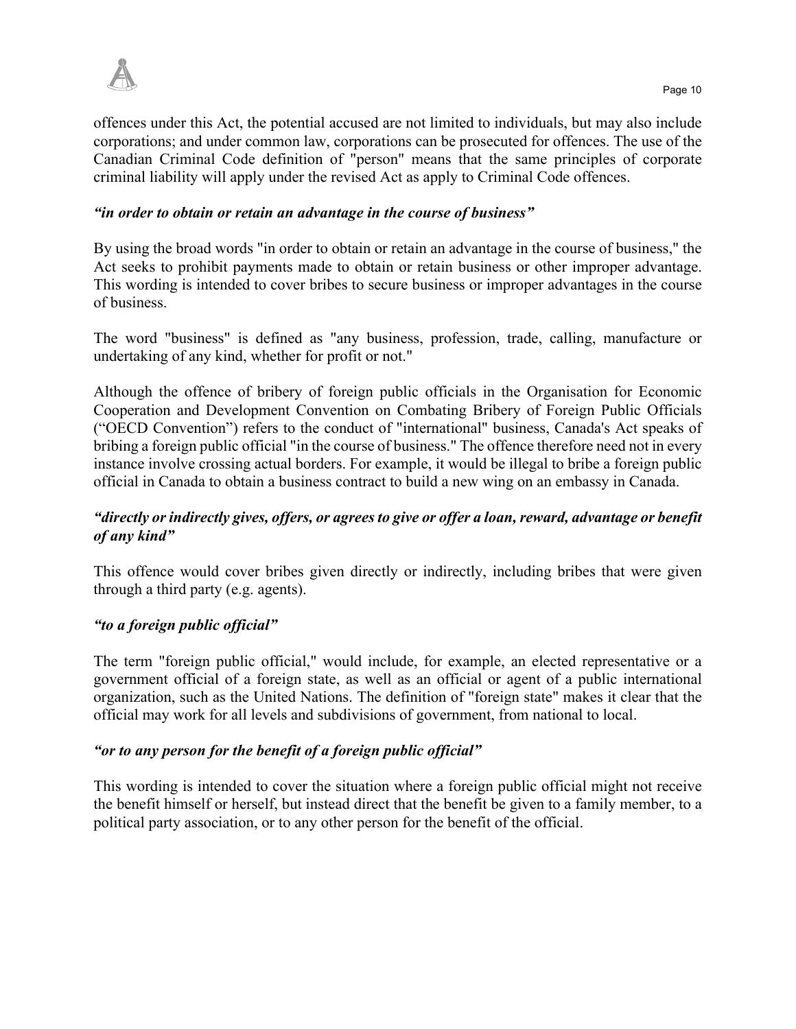offences under this Act, the potential accused are not limited to individuals, but may also include corporations; and under common law, corporations can be prosecuted for offences. The use of the Canadian Criminal Code definition of "person" means that the same principles of corporate criminal liability will apply under the revised Act as apply to Criminal Code offences.

***"in order to obtain or retain an advantage in the course of business"***

By using the broad words "in order to obtain or retain an advantage in the course of business," the Act seeks to prohibit payments made to obtain or retain business or other improper advantage. This wording is intended to cover bribes to secure business or improper advantages in the course of business.

The word "business" is defined as "any business, profession, trade, calling, manufacture or undertaking of any kind, whether for profit or not."

Although the offence of bribery of foreign public officials in the Organisation for Economic Cooperation and Development Convention on Combating Bribery of Foreign Public Officials ("OECD Convention") refers to the conduct of "international" business, Canada's Act speaks of bribing a foreign public official "in the course of business." The offence therefore need not in every instance involve crossing actual borders. For example, it would be illegal to bribe a foreign public official in Canada to obtain a business contract to build a new wing on an embassy in Canada.

***"directly or indirectly gives, offers, or agrees to give or offer a loan, reward, advantage or benefit of any kind"***

This offence would cover bribes given directly or indirectly, including bribes that were given through a third party (e.g. agents).

***"to a foreign public official"***

The term "foreign public official," would include, for example, an elected representative or a government official of a foreign state, as well as an official or agent of a public international organization, such as the United Nations. The definition of "foreign state" makes it clear that the official may work for all levels and subdivisions of government, from national to local.

***"or to any person for the benefit of a foreign public official"***

This wording is intended to cover the situation where a foreign public official might not receive the benefit himself or herself, but instead direct that the benefit be given to a family member, to a political party association, or to any other person for the benefit of the official.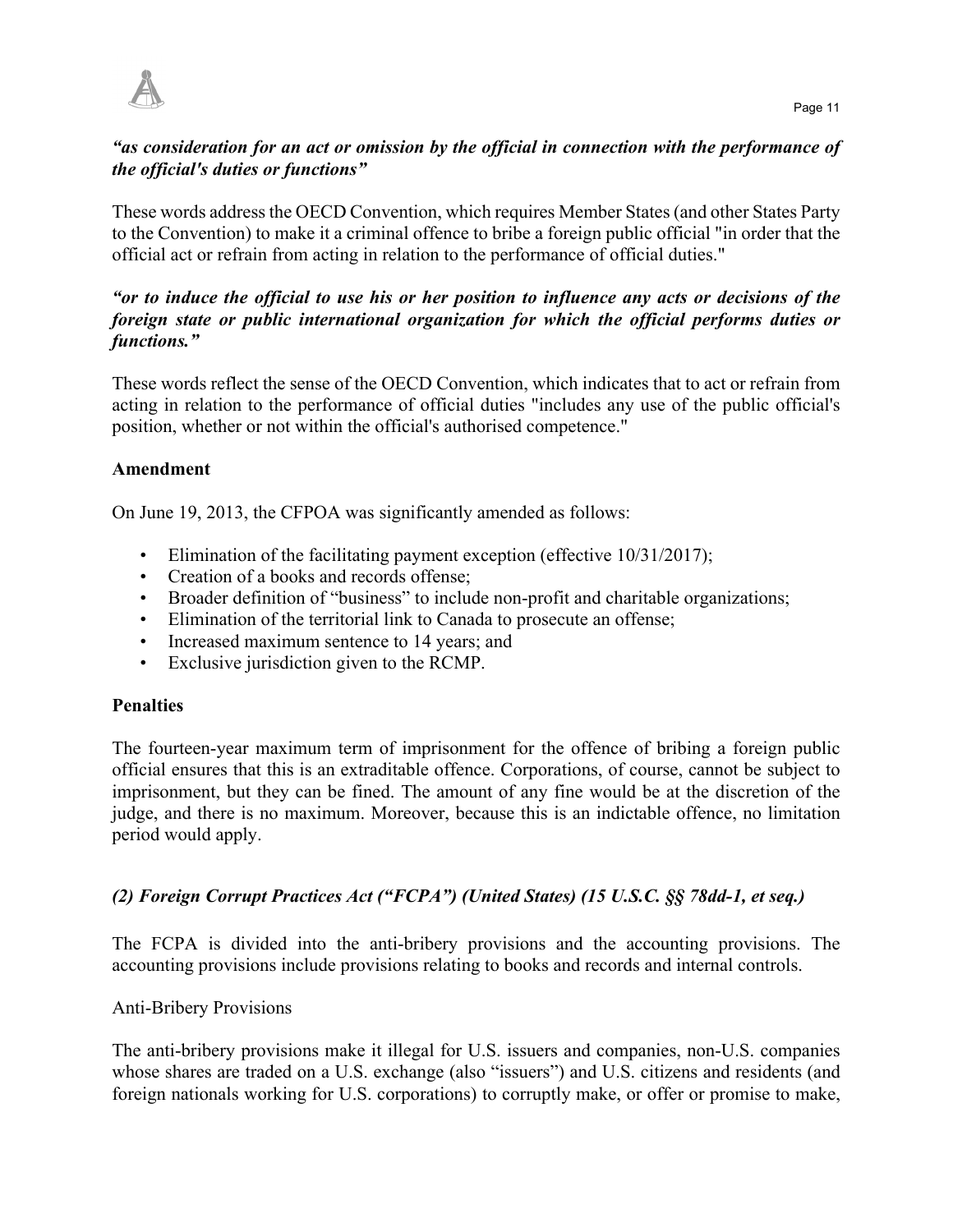***"as consideration for an act or omission by the official in connection with the performance of the official's duties or functions"***

These words address the OECD Convention, which requires Member States (and other States Party to the Convention) to make it a criminal offence to bribe a foreign public official "in order that the official act or refrain from acting in relation to the performance of official duties."

***"or to induce the official to use his or her position to influence any acts or decisions of the foreign state or public international organization for which the official performs duties or functions."***

These words reflect the sense of the OECD Convention, which indicates that to act or refrain from acting in relation to the performance of official duties "includes any use of the public official's position, whether or not within the official's authorised competence."

**Amendment**

On June 19, 2013, the CFPOA was significantly amended as follows:

- Elimination of the facilitating payment exception (effective 10/31/2017);
- Creation of a books and records offense;
- Broader definition of "business" to include non-profit and charitable organizations;
- Elimination of the territorial link to Canada to prosecute an offense;
- Increased maximum sentence to 14 years; and
- Exclusive jurisdiction given to the RCMP.

**Penalties**

The fourteen-year maximum term of imprisonment for the offence of bribing a foreign public official ensures that this is an extraditable offence. Corporations, of course, cannot be subject to imprisonment, but they can be fined. The amount of any fine would be at the discretion of the judge, and there is no maximum. Moreover, because this is an indictable offence, no limitation period would apply.

***(2) Foreign Corrupt Practices Act ("FCPA") (United States) (15 U.S.C. §§ 78dd-1, et seq.)***

The FCPA is divided into the anti-bribery provisions and the accounting provisions. The accounting provisions include provisions relating to books and records and internal controls.

Anti-Bribery Provisions

The anti-bribery provisions make it illegal for U.S. issuers and companies, non-U.S. companies whose shares are traded on a U.S. exchange (also "issuers") and U.S. citizens and residents (and foreign nationals working for U.S. corporations) to corruptly make, or offer or promise to make,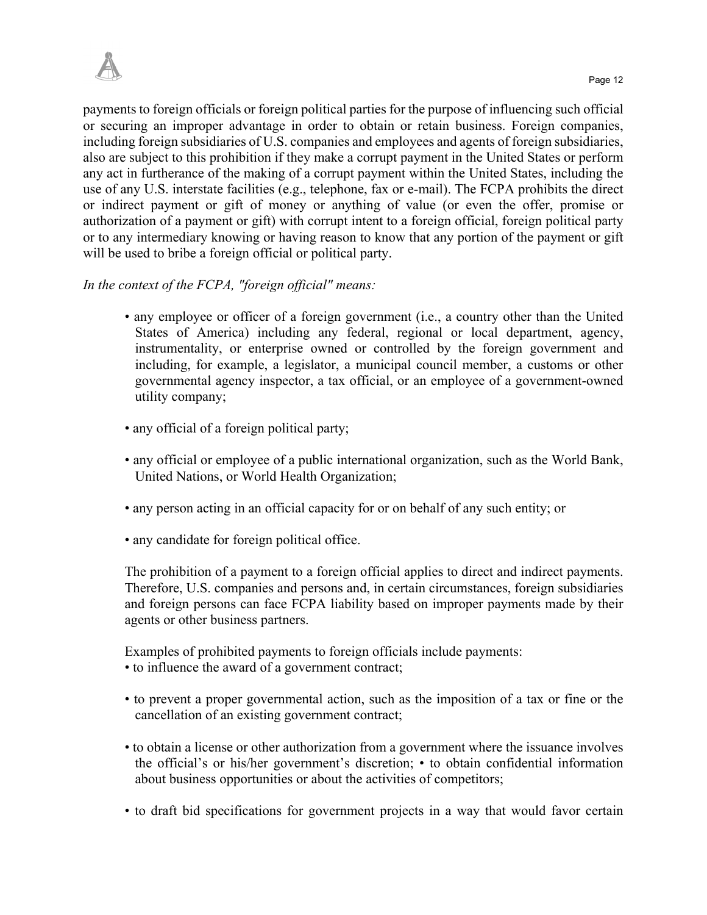payments to foreign officials or foreign political parties for the purpose of influencing such official or securing an improper advantage in order to obtain or retain business. Foreign companies, including foreign subsidiaries of U.S. companies and employees and agents of foreign subsidiaries, also are subject to this prohibition if they make a corrupt payment in the United States or perform any act in furtherance of the making of a corrupt payment within the United States, including the use of any U.S. interstate facilities (e.g., telephone, fax or e-mail). The FCPA prohibits the direct or indirect payment or gift of money or anything of value (or even the offer, promise or authorization of a payment or gift) with corrupt intent to a foreign official, foreign political party or to any intermediary knowing or having reason to know that any portion of the payment or gift will be used to bribe a foreign official or political party.

*In the context of the FCPA, "foreign official" means:*

- any employee or officer of a foreign government (i.e., a country other than the United States of America) including any federal, regional or local department, agency, instrumentality, or enterprise owned or controlled by the foreign government and including, for example, a legislator, a municipal council member, a customs or other governmental agency inspector, a tax official, or an employee of a government-owned utility company;
- any official of a foreign political party;
- any official or employee of a public international organization, such as the World Bank, United Nations, or World Health Organization;
- any person acting in an official capacity for or on behalf of any such entity; or
- any candidate for foreign political office.

The prohibition of a payment to a foreign official applies to direct and indirect payments. Therefore, U.S. companies and persons and, in certain circumstances, foreign subsidiaries and foreign persons can face FCPA liability based on improper payments made by their agents or other business partners.

Examples of prohibited payments to foreign officials include payments:

- to influence the award of a government contract;
- to prevent a proper governmental action, such as the imposition of a tax or fine or the cancellation of an existing government contract;
- to obtain a license or other authorization from a government where the issuance involves the official's or his/her government's discretion; • to obtain confidential information about business opportunities or about the activities of competitors;
- to draft bid specifications for government projects in a way that would favor certain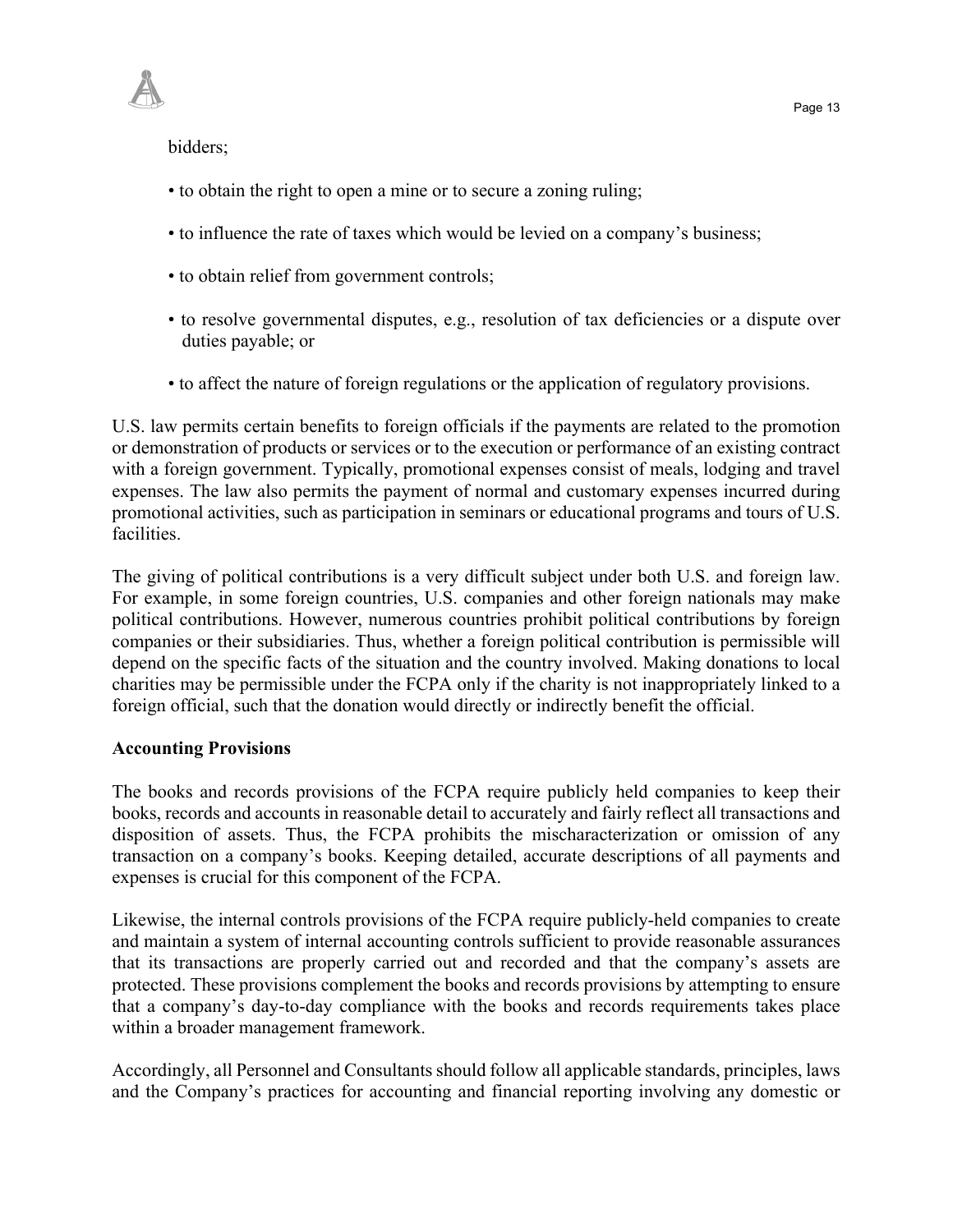bidders;

- to obtain the right to open a mine or to secure a zoning ruling;
- to influence the rate of taxes which would be levied on a company's business;
- to obtain relief from government controls;
- to resolve governmental disputes, e.g., resolution of tax deficiencies or a dispute over duties payable; or
- to affect the nature of foreign regulations or the application of regulatory provisions.

U.S. law permits certain benefits to foreign officials if the payments are related to the promotion or demonstration of products or services or to the execution or performance of an existing contract with a foreign government. Typically, promotional expenses consist of meals, lodging and travel expenses. The law also permits the payment of normal and customary expenses incurred during promotional activities, such as participation in seminars or educational programs and tours of U.S. facilities.

The giving of political contributions is a very difficult subject under both U.S. and foreign law. For example, in some foreign countries, U.S. companies and other foreign nationals may make political contributions. However, numerous countries prohibit political contributions by foreign companies or their subsidiaries. Thus, whether a foreign political contribution is permissible will depend on the specific facts of the situation and the country involved. Making donations to local charities may be permissible under the FCPA only if the charity is not inappropriately linked to a foreign official, such that the donation would directly or indirectly benefit the official.

**Accounting Provisions**

The books and records provisions of the FCPA require publicly held companies to keep their books, records and accounts in reasonable detail to accurately and fairly reflect all transactions and disposition of assets. Thus, the FCPA prohibits the mischaracterization or omission of any transaction on a company's books. Keeping detailed, accurate descriptions of all payments and expenses is crucial for this component of the FCPA.

Likewise, the internal controls provisions of the FCPA require publicly-held companies to create and maintain a system of internal accounting controls sufficient to provide reasonable assurances that its transactions are properly carried out and recorded and that the company's assets are protected. These provisions complement the books and records provisions by attempting to ensure that a company's day-to-day compliance with the books and records requirements takes place within a broader management framework.

Accordingly, all Personnel and Consultants should follow all applicable standards, principles, laws and the Company's practices for accounting and financial reporting involving any domestic or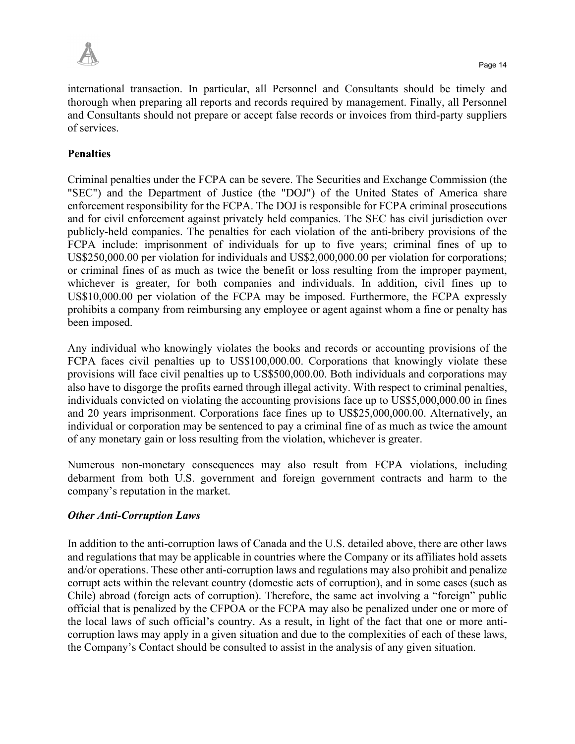international transaction. In particular, all Personnel and Consultants should be timely and thorough when preparing all reports and records required by management. Finally, all Personnel and Consultants should not prepare or accept false records or invoices from third-party suppliers of services.

**Penalties**

Criminal penalties under the FCPA can be severe. The Securities and Exchange Commission (the "SEC") and the Department of Justice (the "DOJ") of the United States of America share enforcement responsibility for the FCPA. The DOJ is responsible for FCPA criminal prosecutions and for civil enforcement against privately held companies. The SEC has civil jurisdiction over publicly-held companies. The penalties for each violation of the anti-bribery provisions of the FCPA include: imprisonment of individuals for up to five years; criminal fines of up to US$250,000.00 per violation for individuals and US$2,000,000.00 per violation for corporations; or criminal fines of as much as twice the benefit or loss resulting from the improper payment, whichever is greater, for both companies and individuals. In addition, civil fines up to US$10,000.00 per violation of the FCPA may be imposed. Furthermore, the FCPA expressly prohibits a company from reimbursing any employee or agent against whom a fine or penalty has been imposed.

Any individual who knowingly violates the books and records or accounting provisions of the FCPA faces civil penalties up to US$100,000.00. Corporations that knowingly violate these provisions will face civil penalties up to US$500,000.00. Both individuals and corporations may also have to disgorge the profits earned through illegal activity. With respect to criminal penalties, individuals convicted on violating the accounting provisions face up to US$5,000,000.00 in fines and 20 years imprisonment. Corporations face fines up to US$25,000,000.00. Alternatively, an individual or corporation may be sentenced to pay a criminal fine of as much as twice the amount of any monetary gain or loss resulting from the violation, whichever is greater.

Numerous non-monetary consequences may also result from FCPA violations, including debarment from both U.S. government and foreign government contracts and harm to the company's reputation in the market.

***Other Anti-Corruption Laws***

In addition to the anti-corruption laws of Canada and the U.S. detailed above, there are other laws and regulations that may be applicable in countries where the Company or its affiliates hold assets and/or operations. These other anti-corruption laws and regulations may also prohibit and penalize corrupt acts within the relevant country (domestic acts of corruption), and in some cases (such as Chile) abroad (foreign acts of corruption). Therefore, the same act involving a "foreign" public official that is penalized by the CFPOA or the FCPA may also be penalized under one or more of the local laws of such official's country. As a result, in light of the fact that one or more anti-corruption laws may apply in a given situation and due to the complexities of each of these laws, the Company's Contact should be consulted to assist in the analysis of any given situation.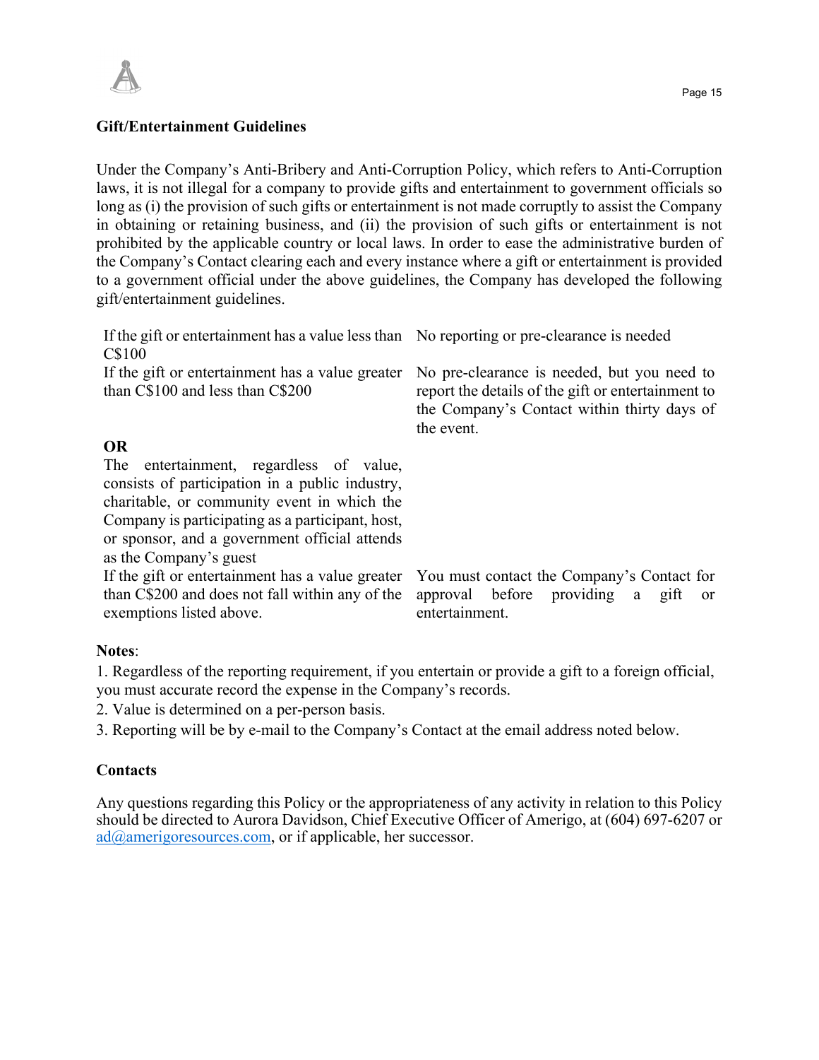**Gift/Entertainment Guidelines**

Under the Company's Anti-Bribery and Anti-Corruption Policy, which refers to Anti-Corruption laws, it is not illegal for a company to provide gifts and entertainment to government officials so long as (i) the provision of such gifts or entertainment is not made corruptly to assist the Company in obtaining or retaining business, and (ii) the provision of such gifts or entertainment is not prohibited by the applicable country or local laws. In order to ease the administrative burden of the Company's Contact clearing each and every instance where a gift or entertainment is provided to a government official under the above guidelines, the Company has developed the following gift/entertainment guidelines.

| | |
|---|---|
| If the gift or entertainment has a value less than C$100 | No reporting or pre-clearance is needed |
| If the gift or entertainment has a value greater than C$100 and less than C$200<br><br>**OR**<br>The entertainment, regardless of value, consists of participation in a public industry, charitable, or community event in which the Company is participating as a participant, host, or sponsor, and a government official attends as the Company's guest | No pre-clearance is needed, but you need to report the details of the gift or entertainment to the Company's Contact within thirty days of the event. |
| If the gift or entertainment has a value greater than C$200 and does not fall within any of the exemptions listed above. | You must contact the Company's Contact for approval before providing a gift or entertainment. |

**Notes**:

1. Regardless of the reporting requirement, if you entertain or provide a gift to a foreign official, you must accurate record the expense in the Company's records.
2. Value is determined on a per-person basis.
3. Reporting will be by e-mail to the Company's Contact at the email address noted below.

**Contacts**

Any questions regarding this Policy or the appropriateness of any activity in relation to this Policy should be directed to Aurora Davidson, Chief Executive Officer of Amerigo, at (604) 697-6207 or ad@amerigoresources.com, or if applicable, her successor.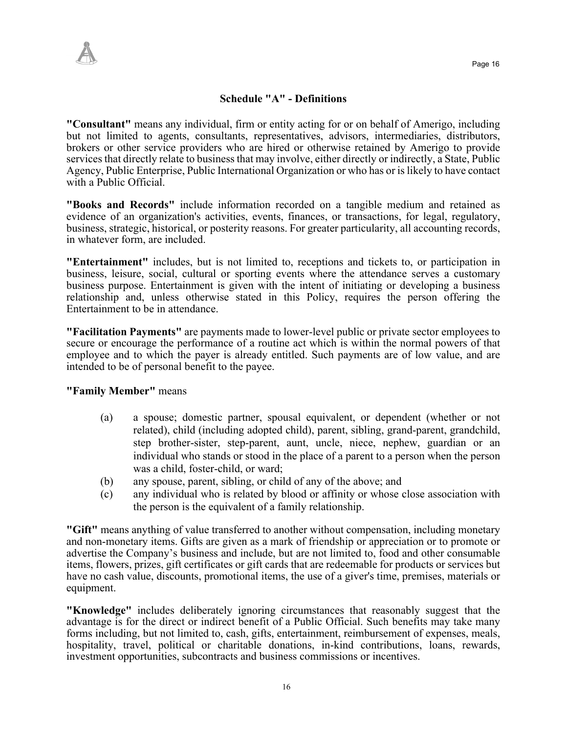## Schedule "A" - Definitions

**"Consultant"** means any individual, firm or entity acting for or on behalf of Amerigo, including but not limited to agents, consultants, representatives, advisors, intermediaries, distributors, brokers or other service providers who are hired or otherwise retained by Amerigo to provide services that directly relate to business that may involve, either directly or indirectly, a State, Public Agency, Public Enterprise, Public International Organization or who has or is likely to have contact with a Public Official.

**"Books and Records"** include information recorded on a tangible medium and retained as evidence of an organization's activities, events, finances, or transactions, for legal, regulatory, business, strategic, historical, or posterity reasons. For greater particularity, all accounting records, in whatever form, are included.

**"Entertainment"** includes, but is not limited to, receptions and tickets to, or participation in business, leisure, social, cultural or sporting events where the attendance serves a customary business purpose. Entertainment is given with the intent of initiating or developing a business relationship and, unless otherwise stated in this Policy, requires the person offering the Entertainment to be in attendance.

**"Facilitation Payments"** are payments made to lower-level public or private sector employees to secure or encourage the performance of a routine act which is within the normal powers of that employee and to which the payer is already entitled. Such payments are of low value, and are intended to be of personal benefit to the payee.

**"Family Member"** means

(a) a spouse; domestic partner, spousal equivalent, or dependent (whether or not related), child (including adopted child), parent, sibling, grand-parent, grandchild, step brother-sister, step-parent, aunt, uncle, niece, nephew, guardian or an individual who stands or stood in the place of a parent to a person when the person was a child, foster-child, or ward;

(b) any spouse, parent, sibling, or child of any of the above; and

(c) any individual who is related by blood or affinity or whose close association with the person is the equivalent of a family relationship.

**"Gift"** means anything of value transferred to another without compensation, including monetary and non-monetary items. Gifts are given as a mark of friendship or appreciation or to promote or advertise the Company's business and include, but are not limited to, food and other consumable items, flowers, prizes, gift certificates or gift cards that are redeemable for products or services but have no cash value, discounts, promotional items, the use of a giver's time, premises, materials or equipment.

**"Knowledge"** includes deliberately ignoring circumstances that reasonably suggest that the advantage is for the direct or indirect benefit of a Public Official. Such benefits may take many forms including, but not limited to, cash, gifts, entertainment, reimbursement of expenses, meals, hospitality, travel, political or charitable donations, in-kind contributions, loans, rewards, investment opportunities, subcontracts and business commissions or incentives.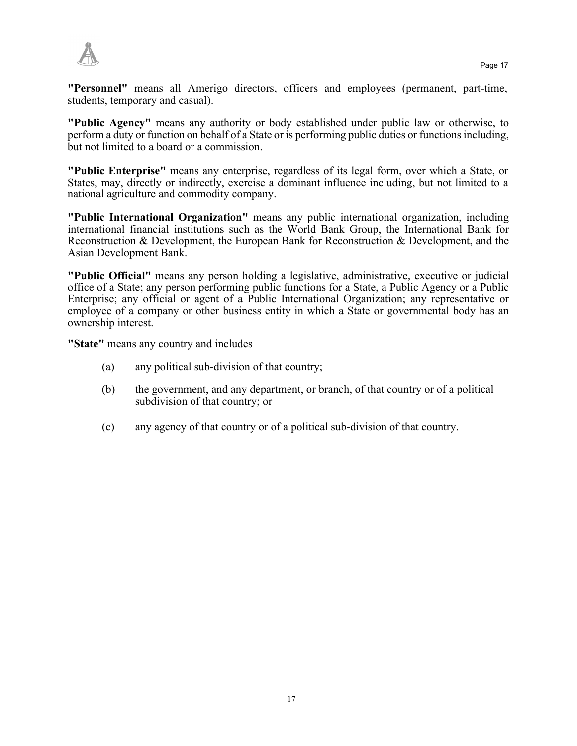**"Personnel"** means all Amerigo directors, officers and employees (permanent, part-time, students, temporary and casual).

**"Public Agency"** means any authority or body established under public law or otherwise, to perform a duty or function on behalf of a State or is performing public duties or functions including, but not limited to a board or a commission.

**"Public Enterprise"** means any enterprise, regardless of its legal form, over which a State, or States, may, directly or indirectly, exercise a dominant influence including, but not limited to a national agriculture and commodity company.

**"Public International Organization"** means any public international organization, including international financial institutions such as the World Bank Group, the International Bank for Reconstruction & Development, the European Bank for Reconstruction & Development, and the Asian Development Bank.

**"Public Official"** means any person holding a legislative, administrative, executive or judicial office of a State; any person performing public functions for a State, a Public Agency or a Public Enterprise; any official or agent of a Public International Organization; any representative or employee of a company or other business entity in which a State or governmental body has an ownership interest.

**"State"** means any country and includes

(a) any political sub-division of that country;

(b) the government, and any department, or branch, of that country or of a political subdivision of that country; or

(c) any agency of that country or of a political sub-division of that country.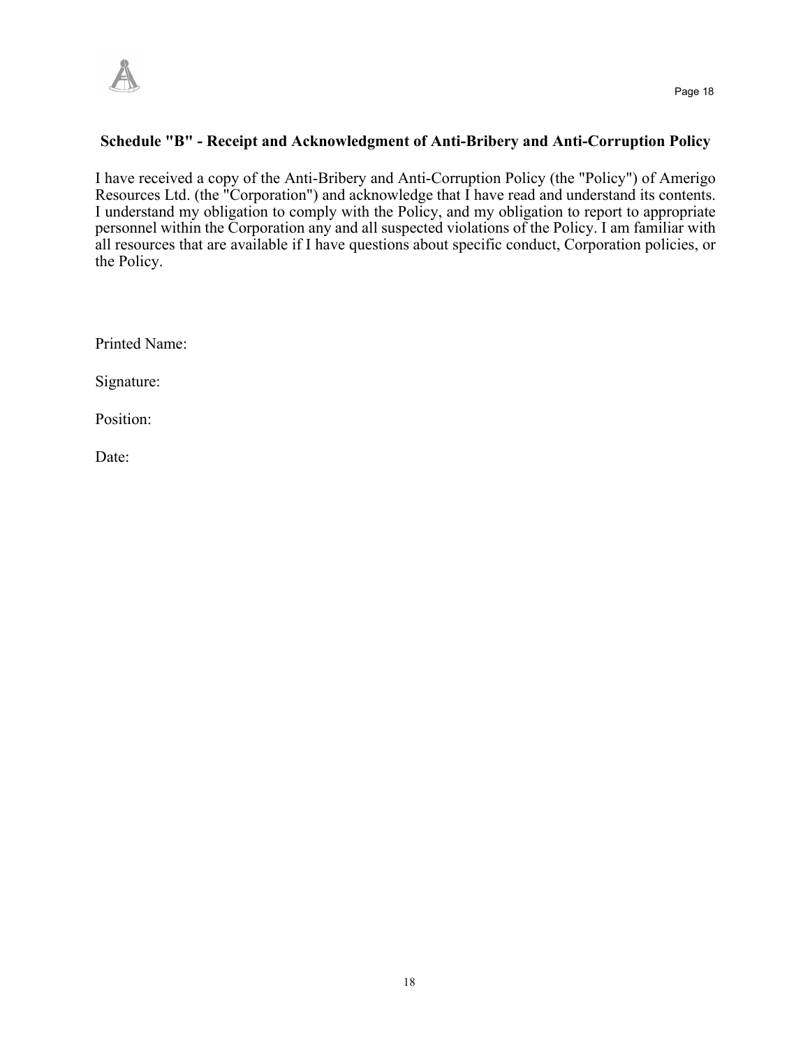## Schedule "B" - Receipt and Acknowledgment of Anti-Bribery and Anti-Corruption Policy

I have received a copy of the Anti-Bribery and Anti-Corruption Policy (the "Policy") of Amerigo Resources Ltd. (the "Corporation") and acknowledge that I have read and understand its contents. I understand my obligation to comply with the Policy, and my obligation to report to appropriate personnel within the Corporation any and all suspected violations of the Policy. I am familiar with all resources that are available if I have questions about specific conduct, Corporation policies, or the Policy.

Printed Name:

Signature:

Position:

Date: